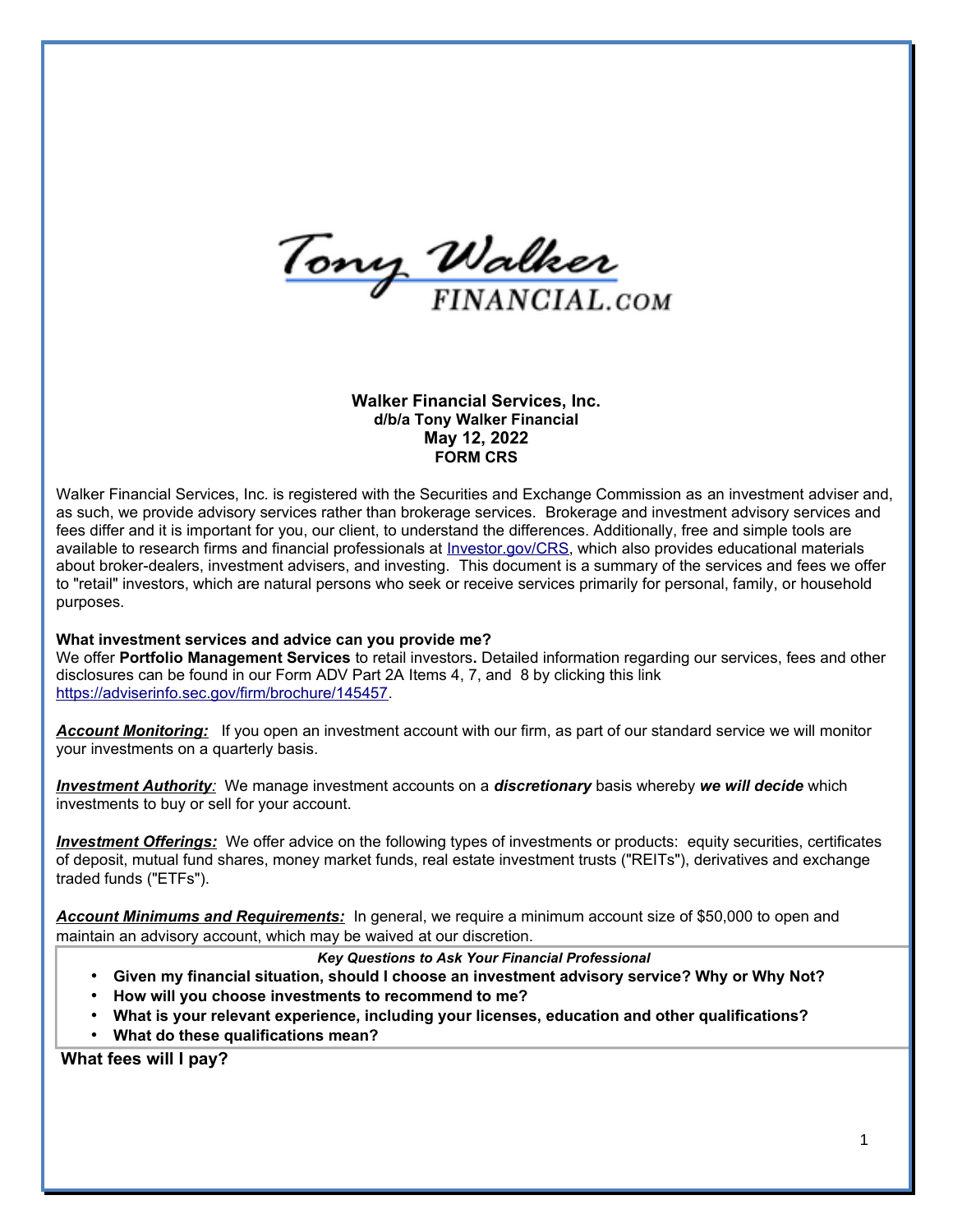**Walker Financial Services, Inc.**
**d/b/a Tony Walker Financial**
**May 12, 2022**
**FORM CRS**

Walker Financial Services, Inc. is registered with the Securities and Exchange Commission as an investment adviser and, as such, we provide advisory services rather than brokerage services. Brokerage and investment advisory services and fees differ and it is important for you, our client, to understand the differences. Additionally, free and simple tools are available to research firms and financial professionals at [Investor.gov/CRS](Investor.gov/CRS), which also provides educational materials about broker-dealers, investment advisers, and investing. This document is a summary of the services and fees we offer to "retail" investors, which are natural persons who seek or receive services primarily for personal, family, or household purposes.

**What investment services and advice can you provide me?**

We offer **Portfolio Management Services** to retail investors**.** Detailed information regarding our services, fees and other disclosures can be found in our Form ADV Part 2A Items 4, 7, and 8 by clicking this link [https://adviserinfo.sec.gov/firm/brochure/145457](https://adviserinfo.sec.gov/firm/brochure/145457).

***Account Monitoring:*** If you open an investment account with our firm, as part of our standard service we will monitor your investments on a quarterly basis.

***Investment Authority:*** We manage investment accounts on a ***discretionary*** basis whereby ***we will decide*** which investments to buy or sell for your account.

***Investment Offerings:*** We offer advice on the following types of investments or products: equity securities, certificates of deposit, mutual fund shares, money market funds, real estate investment trusts ("REITs"), derivatives and exchange traded funds ("ETFs").

***Account Minimums and Requirements:*** In general, we require a minimum account size of $50,000 to open and maintain an advisory account, which may be waived at our discretion.

***Key Questions to Ask Your Financial Professional***

- **Given my financial situation, should I choose an investment advisory service? Why or Why Not?**
- **How will you choose investments to recommend to me?**
- **What is your relevant experience, including your licenses, education and other qualifications?**
- **What do these qualifications mean?**

**What fees will I pay?**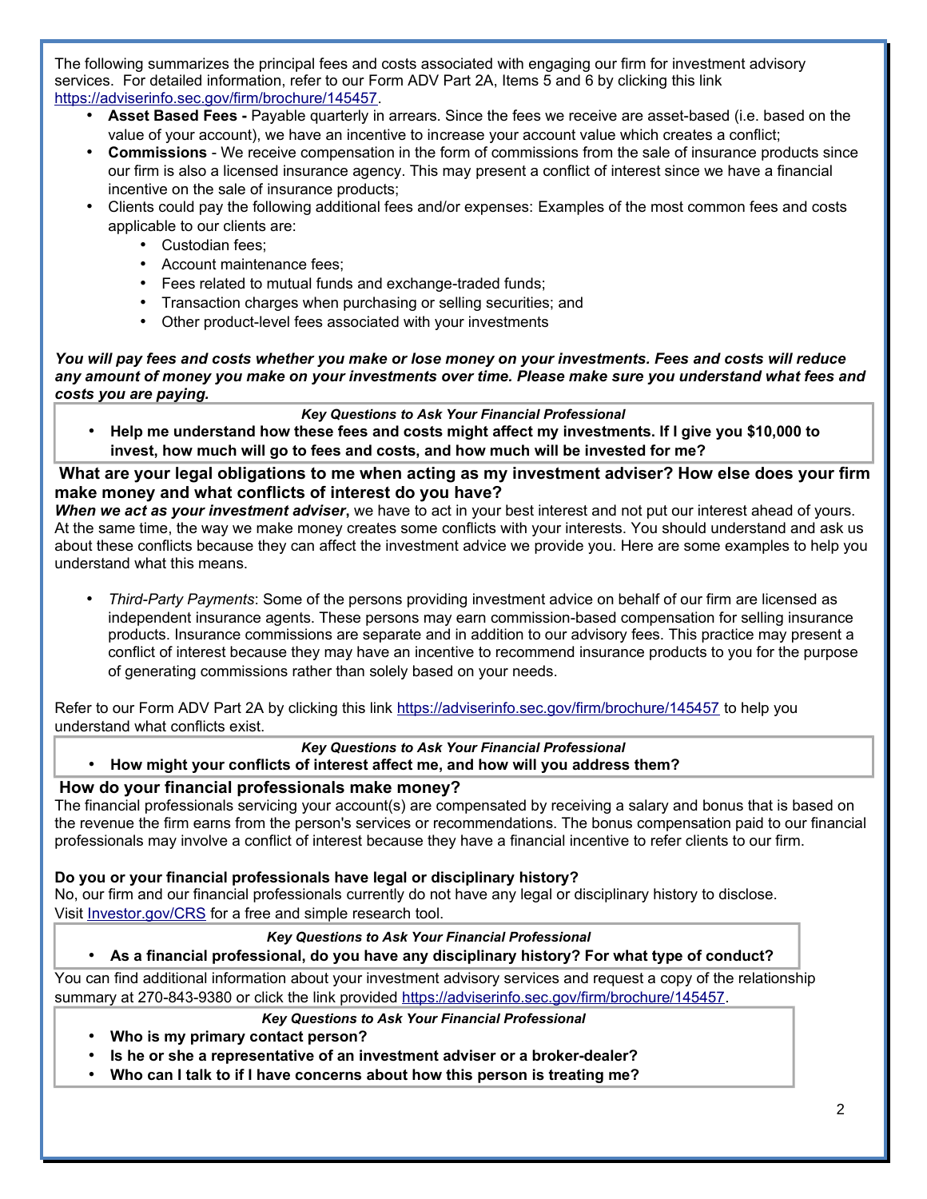The following summarizes the principal fees and costs associated with engaging our firm for investment advisory services. For detailed information, refer to our Form ADV Part 2A, Items 5 and 6 by clicking this link https://adviserinfo.sec.gov/firm/brochure/145457.

- **Asset Based Fees -** Payable quarterly in arrears. Since the fees we receive are asset-based (i.e. based on the value of your account), we have an incentive to increase your account value which creates a conflict;
- **Commissions** - We receive compensation in the form of commissions from the sale of insurance products since our firm is also a licensed insurance agency. This may present a conflict of interest since we have a financial incentive on the sale of insurance products;
- Clients could pay the following additional fees and/or expenses: Examples of the most common fees and costs applicable to our clients are:
  - Custodian fees;
  - Account maintenance fees;
  - Fees related to mutual funds and exchange-traded funds;
  - Transaction charges when purchasing or selling securities; and
  - Other product-level fees associated with your investments

***You will pay fees and costs whether you make or lose money on your investments. Fees and costs will reduce any amount of money you make on your investments over time. Please make sure you understand what fees and costs you are paying.***

***Key Questions to Ask Your Financial Professional***

- **Help me understand how these fees and costs might affect my investments. If I give you $10,000 to invest, how much will go to fees and costs, and how much will be invested for me?**

## What are your legal obligations to me when acting as my investment adviser? How else does your firm make money and what conflicts of interest do you have?

***When we act as your investment adviser***, we have to act in your best interest and not put our interest ahead of yours. At the same time, the way we make money creates some conflicts with your interests. You should understand and ask us about these conflicts because they can affect the investment advice we provide you. Here are some examples to help you understand what this means.

- *Third-Party Payments*: Some of the persons providing investment advice on behalf of our firm are licensed as independent insurance agents. These persons may earn commission-based compensation for selling insurance products. Insurance commissions are separate and in addition to our advisory fees. This practice may present a conflict of interest because they may have an incentive to recommend insurance products to you for the purpose of generating commissions rather than solely based on your needs.

Refer to our Form ADV Part 2A by clicking this link https://adviserinfo.sec.gov/firm/brochure/145457 to help you understand what conflicts exist.

***Key Questions to Ask Your Financial Professional***

- **How might your conflicts of interest affect me, and how will you address them?**

## How do your financial professionals make money?

The financial professionals servicing your account(s) are compensated by receiving a salary and bonus that is based on the revenue the firm earns from the person's services or recommendations. The bonus compensation paid to our financial professionals may involve a conflict of interest because they have a financial incentive to refer clients to our firm.

**Do you or your financial professionals have legal or disciplinary history?**

No, our firm and our financial professionals currently do not have any legal or disciplinary history to disclose. Visit Investor.gov/CRS for a free and simple research tool.

***Key Questions to Ask Your Financial Professional***

- **As a financial professional, do you have any disciplinary history? For what type of conduct?**

You can find additional information about your investment advisory services and request a copy of the relationship summary at 270-843-9380 or click the link provided https://adviserinfo.sec.gov/firm/brochure/145457.

***Key Questions to Ask Your Financial Professional***

- **Who is my primary contact person?**
- **Is he or she a representative of an investment adviser or a broker-dealer?**
- **Who can I talk to if I have concerns about how this person is treating me?**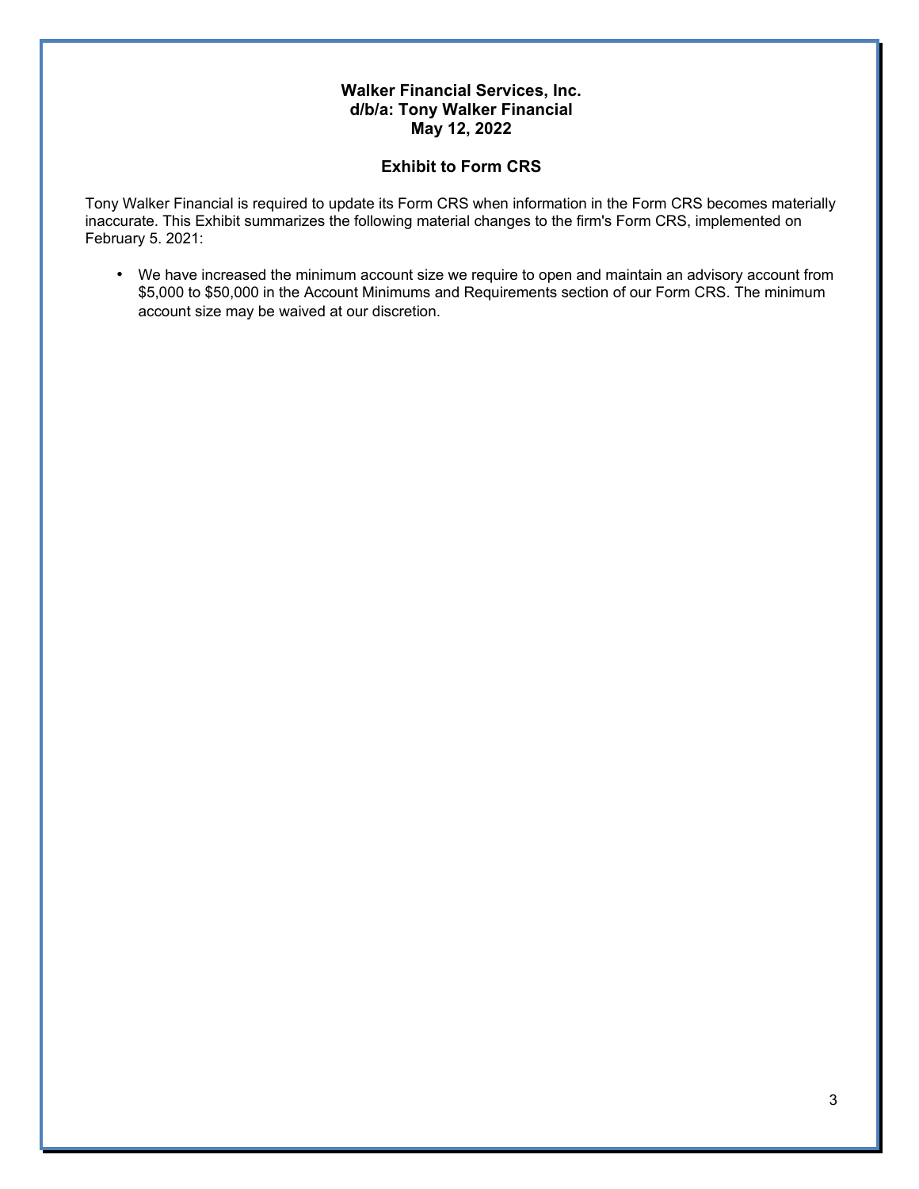**Walker Financial Services, Inc.**
**d/b/a: Tony Walker Financial**
**May 12, 2022**

## Exhibit to Form CRS

Tony Walker Financial is required to update its Form CRS when information in the Form CRS becomes materially inaccurate. This Exhibit summarizes the following material changes to the firm's Form CRS, implemented on February 5. 2021:

- We have increased the minimum account size we require to open and maintain an advisory account from $5,000 to $50,000 in the Account Minimums and Requirements section of our Form CRS. The minimum account size may be waived at our discretion.